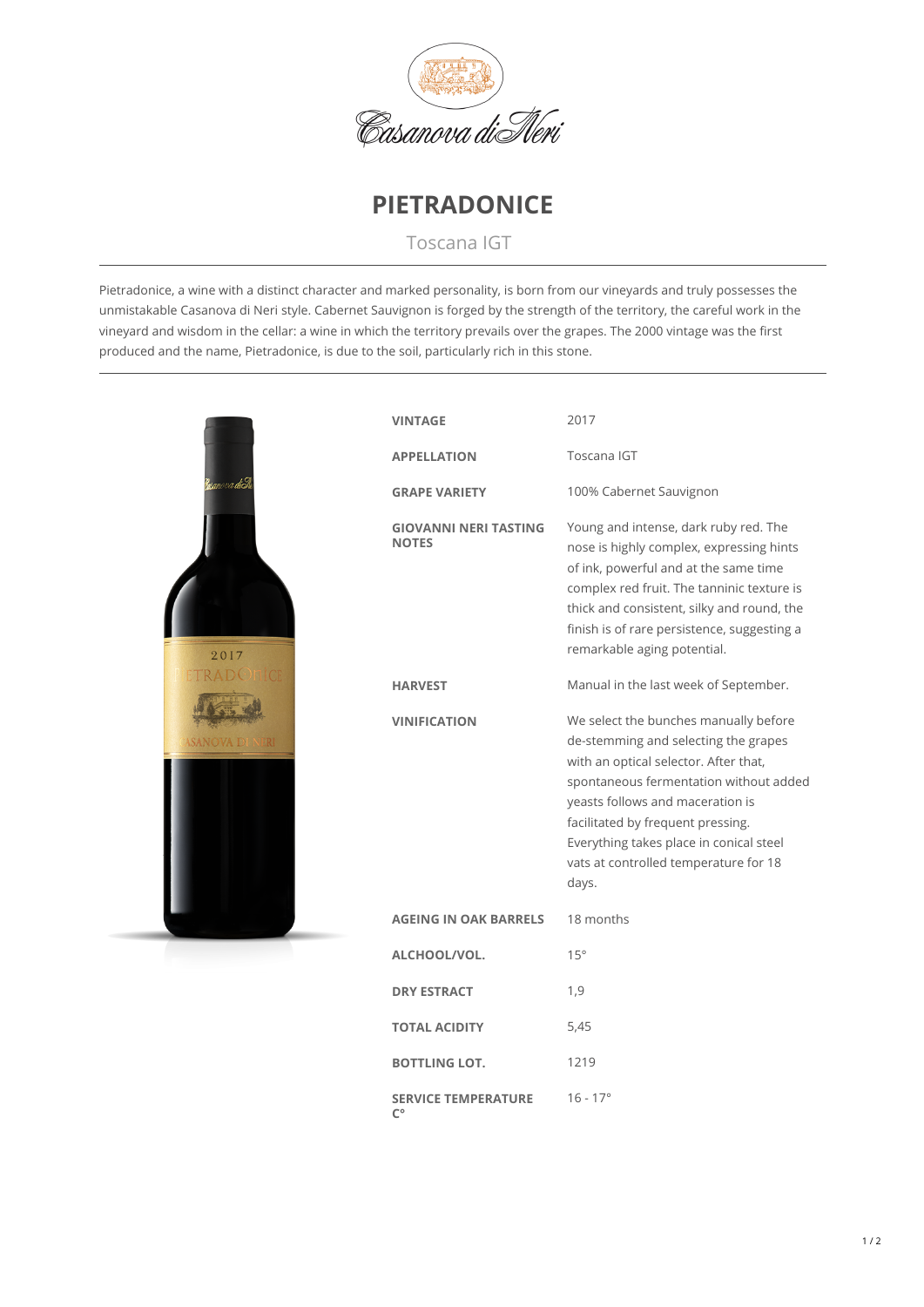# PIETRADONICE

Toscana IGT

Pietradonice, a wine with a distinct character and marked personality, is born from our vineyards and truly possesses the unmistakable Casanova di Neri style. Cabernet Sauvignon is forged by the strength of the territory, the careful work in the vineyard and wisdom in the cellar: a wine in which the territory prevails over the grapes. The 2000 vintage was the first produced and the name, Pietradonice, is due to the soil, particularly rich in this stone.

| | |
|---|---|
| **VINTAGE** | 2017 |
| **APPELLATION** | Toscana IGT |
| **GRAPE VARIETY** | 100% Cabernet Sauvignon |
| **GIOVANNI NERI TASTING NOTES** | Young and intense, dark ruby red. The nose is highly complex, expressing hints of ink, powerful and at the same time complex red fruit. The tanninic texture is thick and consistent, silky and round, the finish is of rare persistence, suggesting a remarkable aging potential. |
| **HARVEST** | Manual in the last week of September. |
| **VINIFICATION** | We select the bunches manually before de-stemming and selecting the grapes with an optical selector. After that, spontaneous fermentation without added yeasts follows and maceration is facilitated by frequent pressing. Everything takes place in conical steel vats at controlled temperature for 18 days. |
| **AGEING IN OAK BARRELS** | 18 months |
| **ALCHOOL/VOL.** | 15° |
| **DRY ESTRACT** | 1,9 |
| **TOTAL ACIDITY** | 5,45 |
| **BOTTLING LOT.** | 1219 |
| **SERVICE TEMPERATURE C°** | 16 - 17° |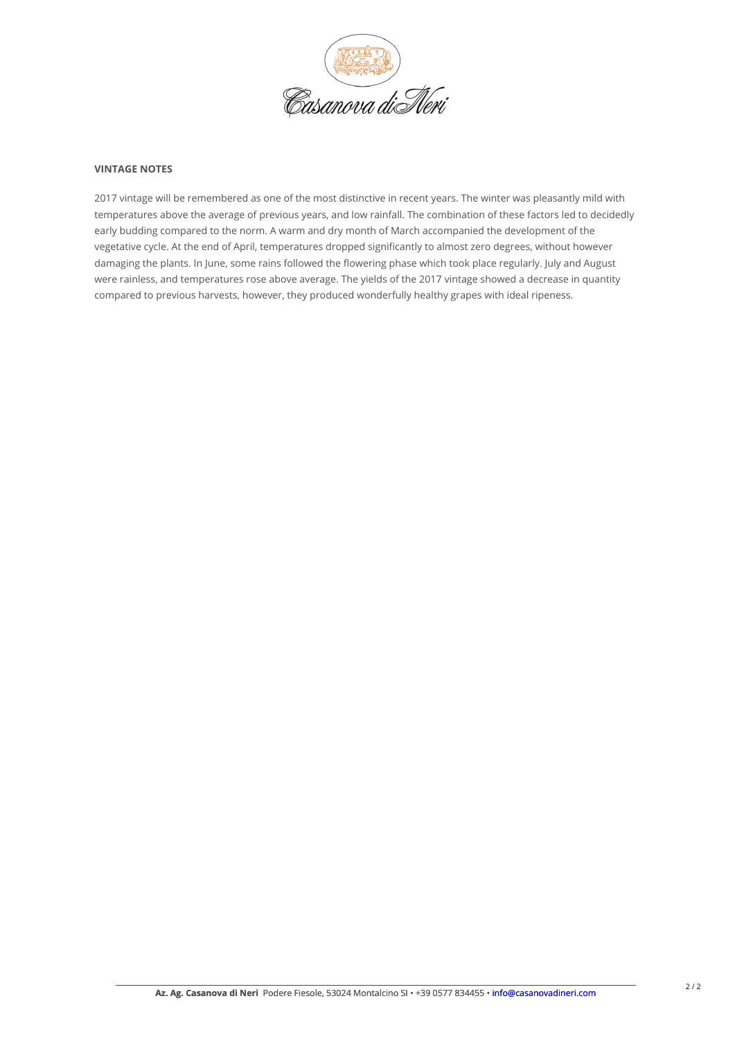## VINTAGE NOTES

2017 vintage will be remembered as one of the most distinctive in recent years. The winter was pleasantly mild with temperatures above the average of previous years, and low rainfall. The combination of these factors led to decidedly early budding compared to the norm. A warm and dry month of March accompanied the development of the vegetative cycle. At the end of April, temperatures dropped significantly to almost zero degrees, without however damaging the plants. In June, some rains followed the flowering phase which took place regularly. July and August were rainless, and temperatures rose above average. The yields of the 2017 vintage showed a decrease in quantity compared to previous harvests, however, they produced wonderfully healthy grapes with ideal ripeness.